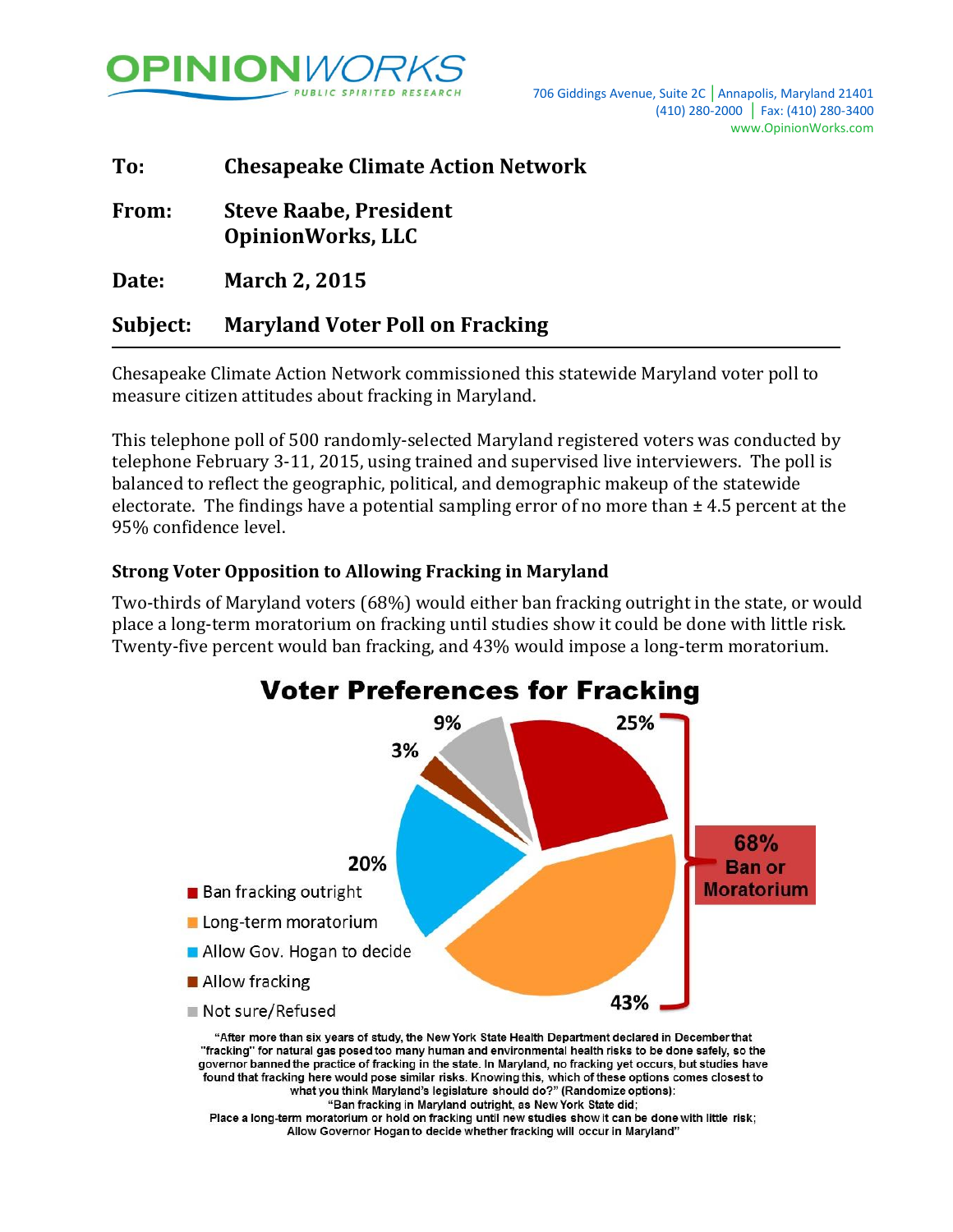**OPINIONWORKS**
PUBLIC SPIRITED RESEARCH

706 Giddings Avenue, Suite 2C | Annapolis, Maryland 21401
(410) 280-2000 | Fax: (410) 280-3400
www.OpinionWorks.com

**To:** Chesapeake Climate Action Network

**From:** Steve Raabe, President
OpinionWorks, LLC

**Date:** March 2, 2015

**Subject:** Maryland Voter Poll on Fracking

---

Chesapeake Climate Action Network commissioned this statewide Maryland voter poll to measure citizen attitudes about fracking in Maryland.

This telephone poll of 500 randomly-selected Maryland registered voters was conducted by telephone February 3-11, 2015, using trained and supervised live interviewers. The poll is balanced to reflect the geographic, political, and demographic makeup of the statewide electorate. The findings have a potential sampling error of no more than ± 4.5 percent at the 95% confidence level.

### Strong Voter Opposition to Allowing Fracking in Maryland

Two-thirds of Maryland voters (68%) would either ban fracking outright in the state, or would place a long-term moratorium on fracking until studies show it could be done with little risk. Twenty-five percent would ban fracking, and 43% would impose a long-term moratorium.

**Voter Preferences for Fracking**

| Option | Percent |
|---|---|
| Ban fracking outright | 25% |
| Long-term moratorium | 43% |
| Allow Gov. Hogan to decide | 20% |
| Allow fracking | 3% |
| Not sure/Refused | 9% |

68% Ban or Moratorium

"After more than six years of study, the New York State Health Department declared in December that "fracking" for natural gas posed too many human and environmental health risks to be done safely, so the governor banned the practice of fracking in the state. In Maryland, no fracking yet occurs, but studies have found that fracking here would pose similar risks. Knowing this, which of these options comes closest to what you think Maryland's legislature should do?" (Randomize options):
"Ban fracking in Maryland outright, as New York State did;
Place a long-term moratorium or hold on fracking until new studies show it can be done with little risk;
Allow Governor Hogan to decide whether fracking will occur in Maryland"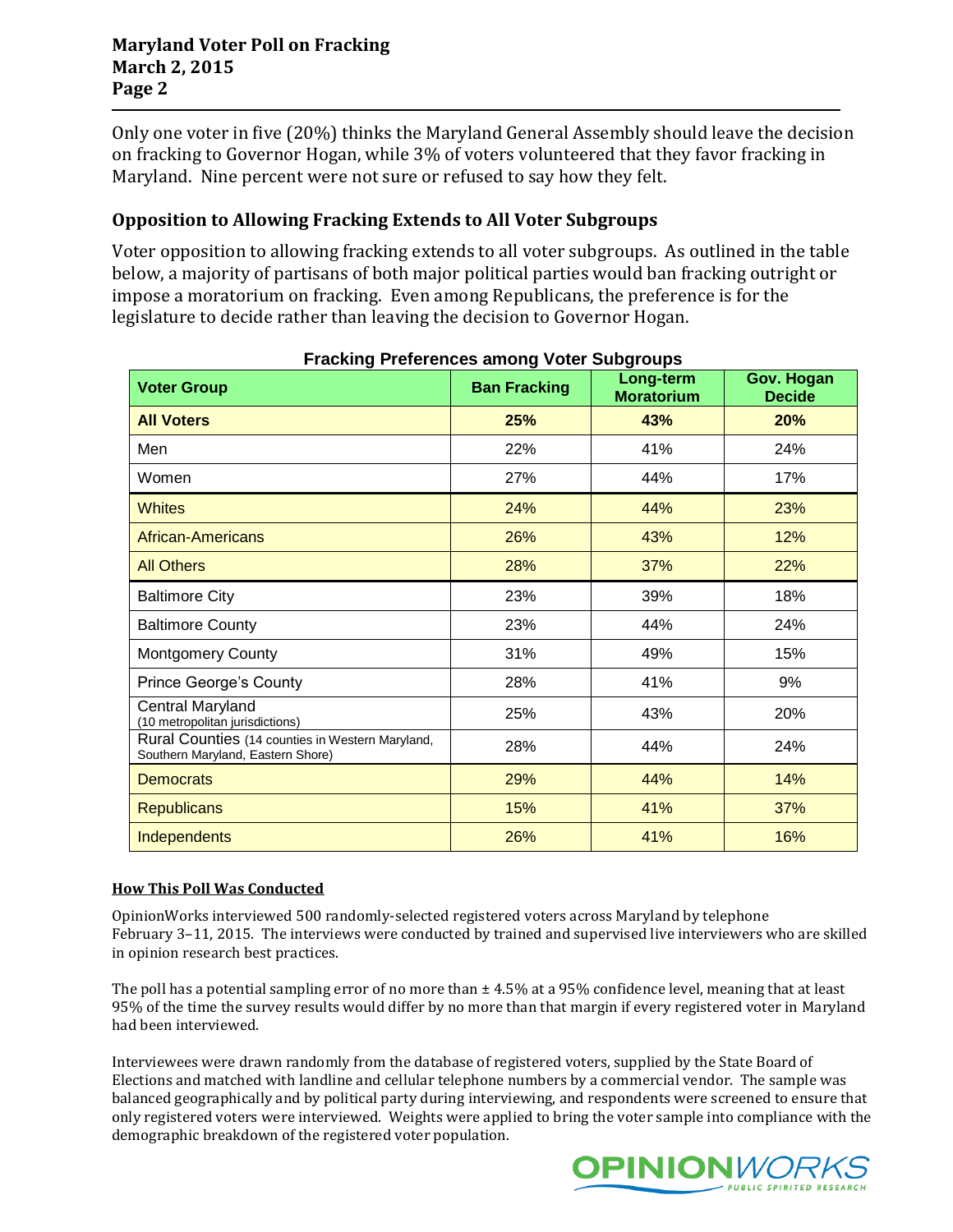Only one voter in five (20%) thinks the Maryland General Assembly should leave the decision on fracking to Governor Hogan, while 3% of voters volunteered that they favor fracking in Maryland. Nine percent were not sure or refused to say how they felt.

## Opposition to Allowing Fracking Extends to All Voter Subgroups

Voter opposition to allowing fracking extends to all voter subgroups. As outlined in the table below, a majority of partisans of both major political parties would ban fracking outright or impose a moratorium on fracking. Even among Republicans, the preference is for the legislature to decide rather than leaving the decision to Governor Hogan.

**Fracking Preferences among Voter Subgroups**

| Voter Group | Ban Fracking | Long-term Moratorium | Gov. Hogan Decide |
|---|---|---|---|
| **All Voters** | **25%** | **43%** | **20%** |
| Men | 22% | 41% | 24% |
| Women | 27% | 44% | 17% |
| Whites | 24% | 44% | 23% |
| African-Americans | 26% | 43% | 12% |
| All Others | 28% | 37% | 22% |
| Baltimore City | 23% | 39% | 18% |
| Baltimore County | 23% | 44% | 24% |
| Montgomery County | 31% | 49% | 15% |
| Prince George's County | 28% | 41% | 9% |
| Central Maryland (10 metropolitan jurisdictions) | 25% | 43% | 20% |
| Rural Counties (14 counties in Western Maryland, Southern Maryland, Eastern Shore) | 28% | 44% | 24% |
| Democrats | 29% | 44% | 14% |
| Republicans | 15% | 41% | 37% |
| Independents | 26% | 41% | 16% |

**How This Poll Was Conducted**

OpinionWorks interviewed 500 randomly-selected registered voters across Maryland by telephone February 3–11, 2015. The interviews were conducted by trained and supervised live interviewers who are skilled in opinion research best practices.

The poll has a potential sampling error of no more than ± 4.5% at a 95% confidence level, meaning that at least 95% of the time the survey results would differ by no more than that margin if every registered voter in Maryland had been interviewed.

Interviewees were drawn randomly from the database of registered voters, supplied by the State Board of Elections and matched with landline and cellular telephone numbers by a commercial vendor. The sample was balanced geographically and by political party during interviewing, and respondents were screened to ensure that only registered voters were interviewed. Weights were applied to bring the voter sample into compliance with the demographic breakdown of the registered voter population.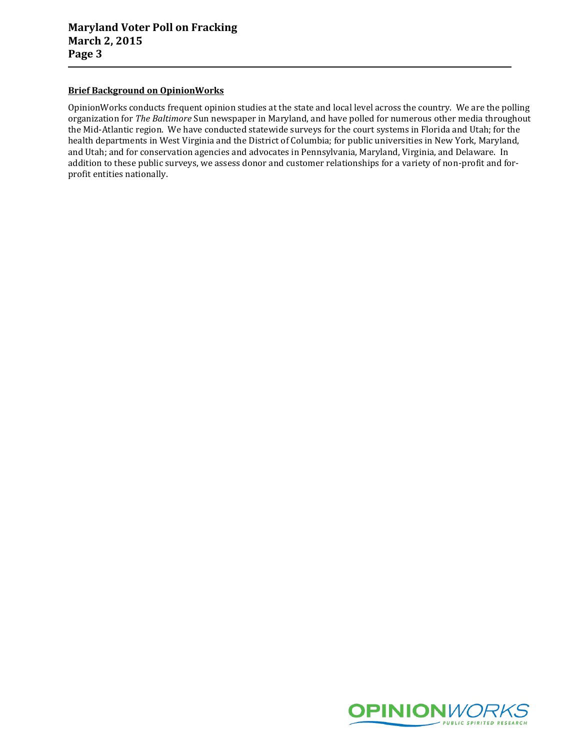## Brief Background on OpinionWorks

OpinionWorks conducts frequent opinion studies at the state and local level across the country. We are the polling organization for *The Baltimore* Sun newspaper in Maryland, and have polled for numerous other media throughout the Mid-Atlantic region. We have conducted statewide surveys for the court systems in Florida and Utah; for the health departments in West Virginia and the District of Columbia; for public universities in New York, Maryland, and Utah; and for conservation agencies and advocates in Pennsylvania, Maryland, Virginia, and Delaware. In addition to these public surveys, we assess donor and customer relationships for a variety of non-profit and for-profit entities nationally.